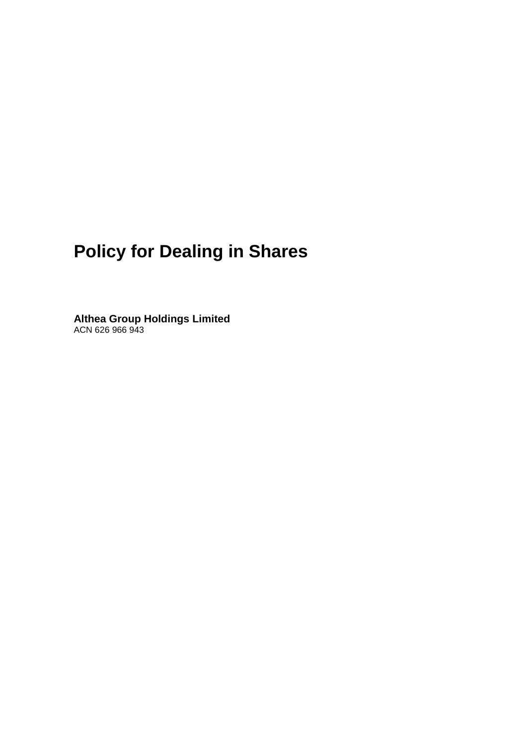# Policy for Dealing in Shares

**Althea Group Holdings Limited**
ACN 626 966 943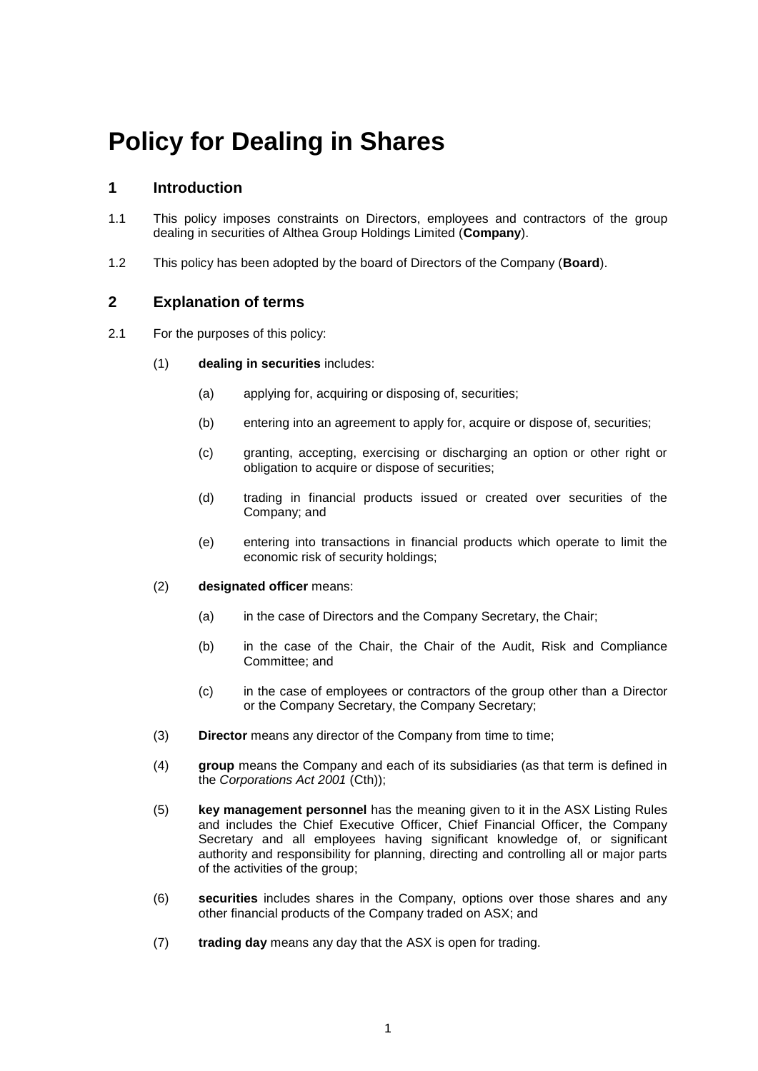# Policy for Dealing in Shares

## 1 Introduction

1.1 This policy imposes constraints on Directors, employees and contractors of the group dealing in securities of Althea Group Holdings Limited (**Company**).

1.2 This policy has been adopted by the board of Directors of the Company (**Board**).

## 2 Explanation of terms

2.1 For the purposes of this policy:

(1) **dealing in securities** includes:

(a) applying for, acquiring or disposing of, securities;

(b) entering into an agreement to apply for, acquire or dispose of, securities;

(c) granting, accepting, exercising or discharging an option or other right or obligation to acquire or dispose of securities;

(d) trading in financial products issued or created over securities of the Company; and

(e) entering into transactions in financial products which operate to limit the economic risk of security holdings;

(2) **designated officer** means:

(a) in the case of Directors and the Company Secretary, the Chair;

(b) in the case of the Chair, the Chair of the Audit, Risk and Compliance Committee; and

(c) in the case of employees or contractors of the group other than a Director or the Company Secretary, the Company Secretary;

(3) **Director** means any director of the Company from time to time;

(4) **group** means the Company and each of its subsidiaries (as that term is defined in the *Corporations Act 2001* (Cth));

(5) **key management personnel** has the meaning given to it in the ASX Listing Rules and includes the Chief Executive Officer, Chief Financial Officer, the Company Secretary and all employees having significant knowledge of, or significant authority and responsibility for planning, directing and controlling all or major parts of the activities of the group;

(6) **securities** includes shares in the Company, options over those shares and any other financial products of the Company traded on ASX; and

(7) **trading day** means any day that the ASX is open for trading.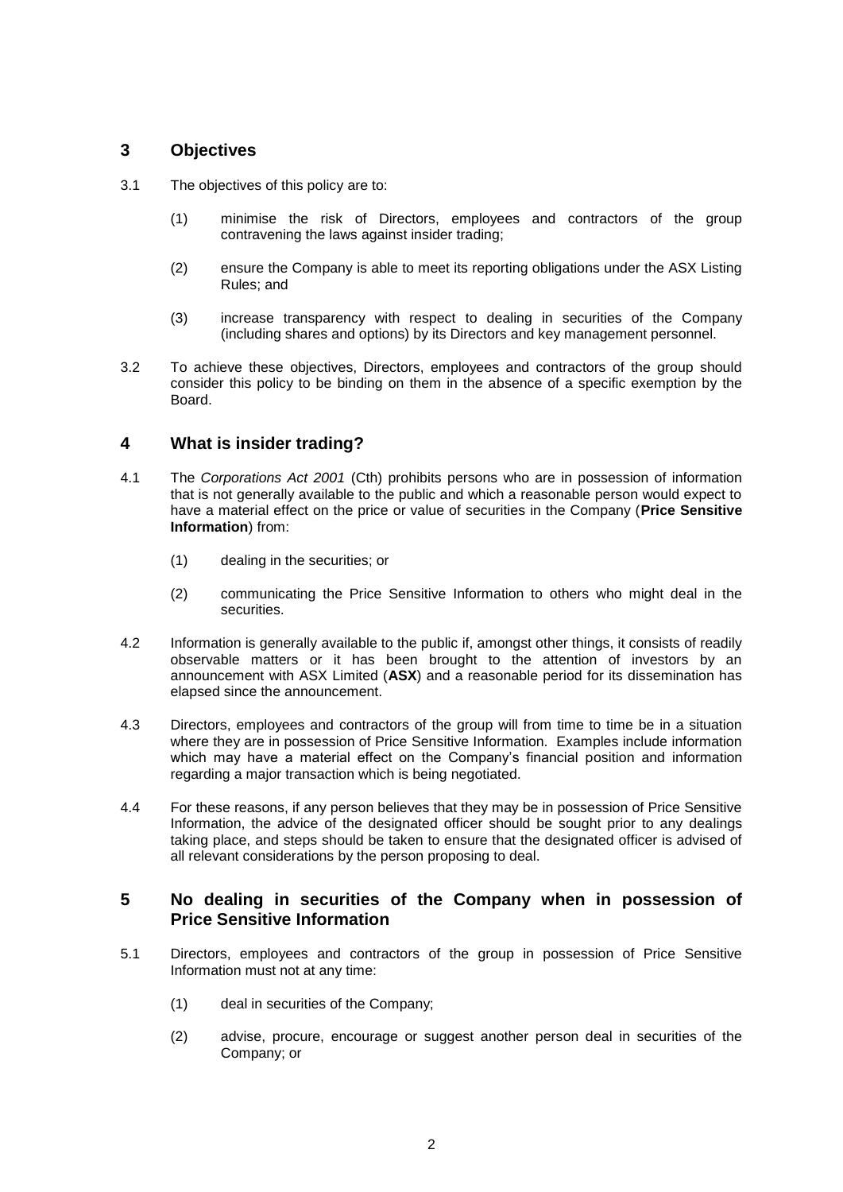## 3 Objectives

3.1 The objectives of this policy are to:

(1) minimise the risk of Directors, employees and contractors of the group contravening the laws against insider trading;

(2) ensure the Company is able to meet its reporting obligations under the ASX Listing Rules; and

(3) increase transparency with respect to dealing in securities of the Company (including shares and options) by its Directors and key management personnel.

3.2 To achieve these objectives, Directors, employees and contractors of the group should consider this policy to be binding on them in the absence of a specific exemption by the Board.

## 4 What is insider trading?

4.1 The *Corporations Act 2001* (Cth) prohibits persons who are in possession of information that is not generally available to the public and which a reasonable person would expect to have a material effect on the price or value of securities in the Company (**Price Sensitive Information**) from:

(1) dealing in the securities; or

(2) communicating the Price Sensitive Information to others who might deal in the securities.

4.2 Information is generally available to the public if, amongst other things, it consists of readily observable matters or it has been brought to the attention of investors by an announcement with ASX Limited (**ASX**) and a reasonable period for its dissemination has elapsed since the announcement.

4.3 Directors, employees and contractors of the group will from time to time be in a situation where they are in possession of Price Sensitive Information. Examples include information which may have a material effect on the Company's financial position and information regarding a major transaction which is being negotiated.

4.4 For these reasons, if any person believes that they may be in possession of Price Sensitive Information, the advice of the designated officer should be sought prior to any dealings taking place, and steps should be taken to ensure that the designated officer is advised of all relevant considerations by the person proposing to deal.

## 5 No dealing in securities of the Company when in possession of Price Sensitive Information

5.1 Directors, employees and contractors of the group in possession of Price Sensitive Information must not at any time:

(1) deal in securities of the Company;

(2) advise, procure, encourage or suggest another person deal in securities of the Company; or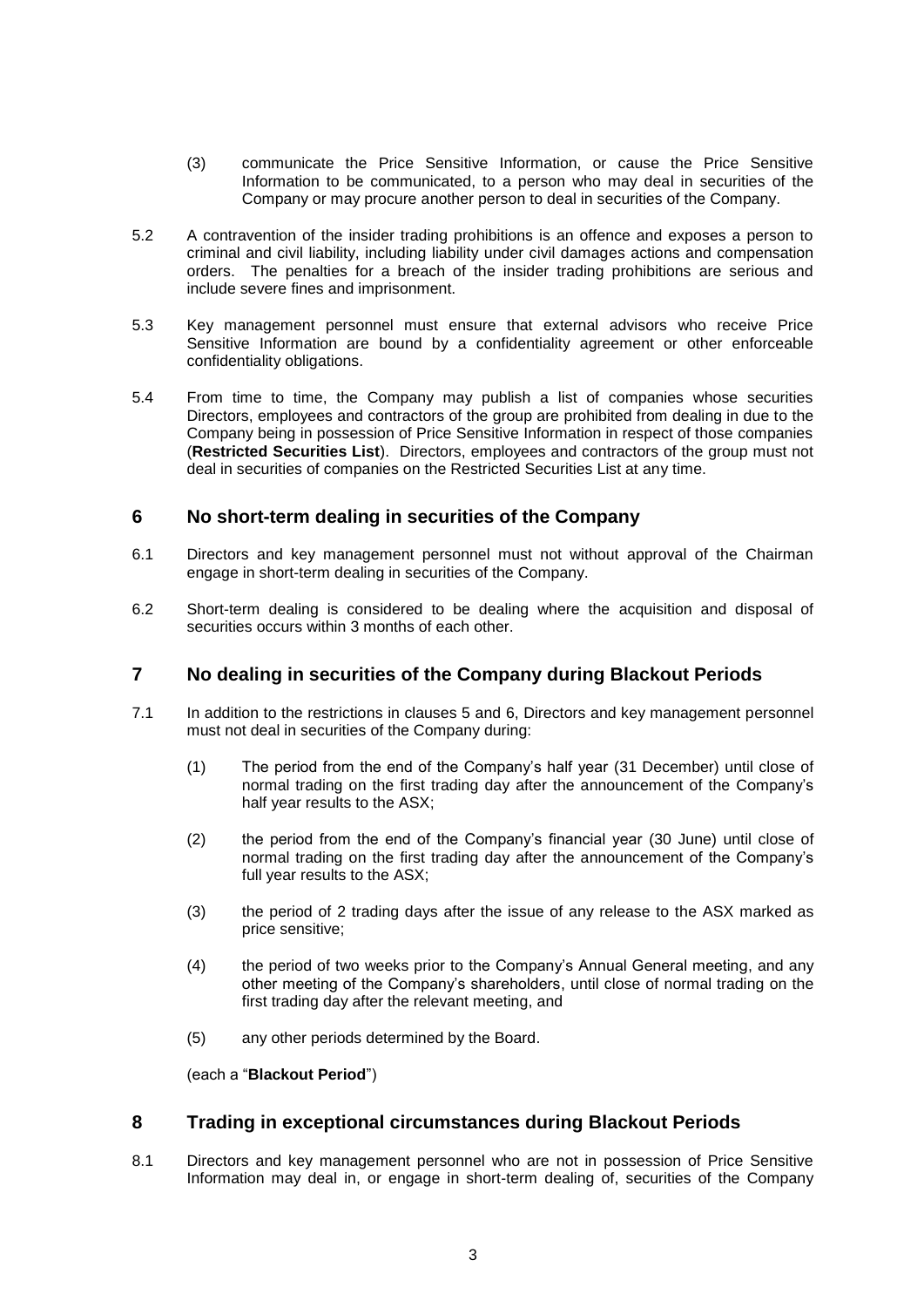(3) communicate the Price Sensitive Information, or cause the Price Sensitive Information to be communicated, to a person who may deal in securities of the Company or may procure another person to deal in securities of the Company.

5.2 A contravention of the insider trading prohibitions is an offence and exposes a person to criminal and civil liability, including liability under civil damages actions and compensation orders. The penalties for a breach of the insider trading prohibitions are serious and include severe fines and imprisonment.

5.3 Key management personnel must ensure that external advisors who receive Price Sensitive Information are bound by a confidentiality agreement or other enforceable confidentiality obligations.

5.4 From time to time, the Company may publish a list of companies whose securities Directors, employees and contractors of the group are prohibited from dealing in due to the Company being in possession of Price Sensitive Information in respect of those companies (**Restricted Securities List**). Directors, employees and contractors of the group must not deal in securities of companies on the Restricted Securities List at any time.

## 6 No short-term dealing in securities of the Company

6.1 Directors and key management personnel must not without approval of the Chairman engage in short-term dealing in securities of the Company.

6.2 Short-term dealing is considered to be dealing where the acquisition and disposal of securities occurs within 3 months of each other.

## 7 No dealing in securities of the Company during Blackout Periods

7.1 In addition to the restrictions in clauses 5 and 6, Directors and key management personnel must not deal in securities of the Company during:

(1) The period from the end of the Company's half year (31 December) until close of normal trading on the first trading day after the announcement of the Company's half year results to the ASX;

(2) the period from the end of the Company's financial year (30 June) until close of normal trading on the first trading day after the announcement of the Company's full year results to the ASX;

(3) the period of 2 trading days after the issue of any release to the ASX marked as price sensitive;

(4) the period of two weeks prior to the Company's Annual General meeting, and any other meeting of the Company's shareholders, until close of normal trading on the first trading day after the relevant meeting, and

(5) any other periods determined by the Board.

(each a "**Blackout Period**")

## 8 Trading in exceptional circumstances during Blackout Periods

8.1 Directors and key management personnel who are not in possession of Price Sensitive Information may deal in, or engage in short-term dealing of, securities of the Company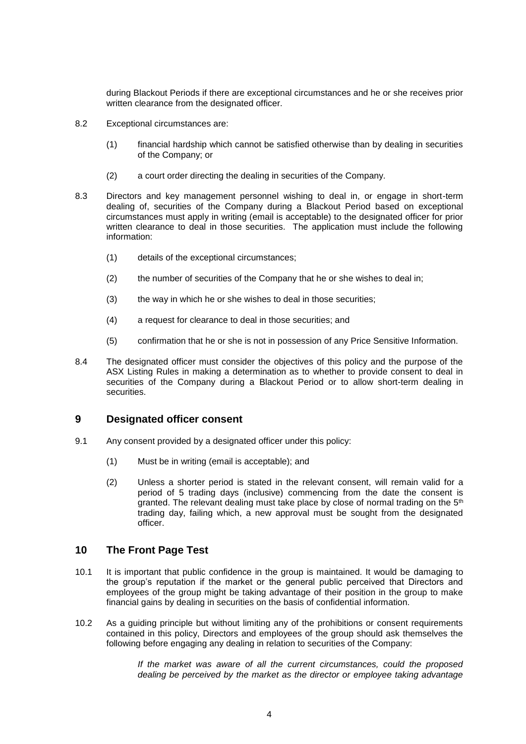during Blackout Periods if there are exceptional circumstances and he or she receives prior written clearance from the designated officer.

8.2 Exceptional circumstances are:

(1) financial hardship which cannot be satisfied otherwise than by dealing in securities of the Company; or

(2) a court order directing the dealing in securities of the Company.

8.3 Directors and key management personnel wishing to deal in, or engage in short-term dealing of, securities of the Company during a Blackout Period based on exceptional circumstances must apply in writing (email is acceptable) to the designated officer for prior written clearance to deal in those securities. The application must include the following information:

(1) details of the exceptional circumstances;

(2) the number of securities of the Company that he or she wishes to deal in;

(3) the way in which he or she wishes to deal in those securities;

(4) a request for clearance to deal in those securities; and

(5) confirmation that he or she is not in possession of any Price Sensitive Information.

8.4 The designated officer must consider the objectives of this policy and the purpose of the ASX Listing Rules in making a determination as to whether to provide consent to deal in securities of the Company during a Blackout Period or to allow short-term dealing in securities.

## 9 Designated officer consent

9.1 Any consent provided by a designated officer under this policy:

(1) Must be in writing (email is acceptable); and

(2) Unless a shorter period is stated in the relevant consent, will remain valid for a period of 5 trading days (inclusive) commencing from the date the consent is granted. The relevant dealing must take place by close of normal trading on the 5th trading day, failing which, a new approval must be sought from the designated officer.

## 10 The Front Page Test

10.1 It is important that public confidence in the group is maintained. It would be damaging to the group's reputation if the market or the general public perceived that Directors and employees of the group might be taking advantage of their position in the group to make financial gains by dealing in securities on the basis of confidential information.

10.2 As a guiding principle but without limiting any of the prohibitions or consent requirements contained in this policy, Directors and employees of the group should ask themselves the following before engaging any dealing in relation to securities of the Company:

> *If the market was aware of all the current circumstances, could the proposed dealing be perceived by the market as the director or employee taking advantage*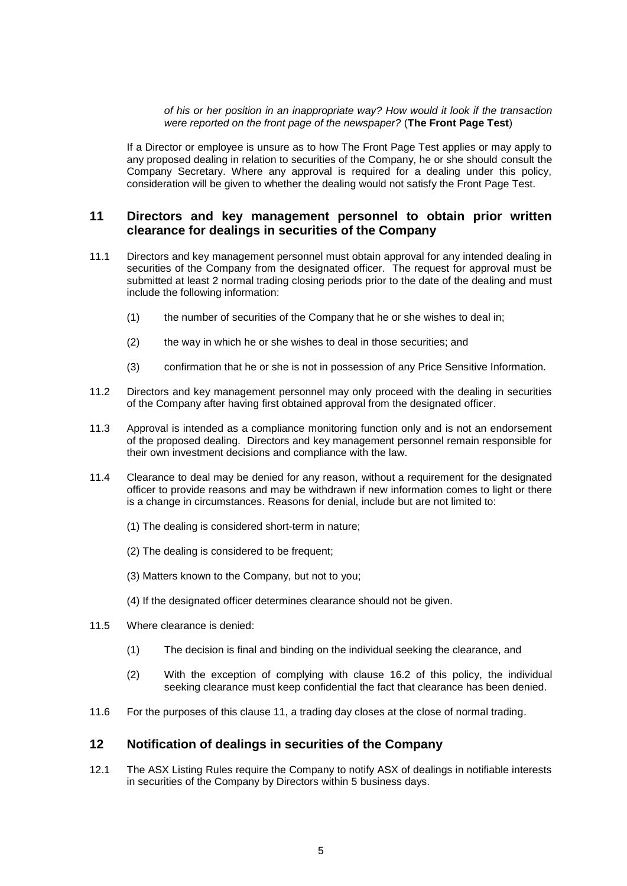*of his or her position in an inappropriate way? How would it look if the transaction were reported on the front page of the newspaper?* (**The Front Page Test**)

If a Director or employee is unsure as to how The Front Page Test applies or may apply to any proposed dealing in relation to securities of the Company, he or she should consult the Company Secretary. Where any approval is required for a dealing under this policy, consideration will be given to whether the dealing would not satisfy the Front Page Test.

## 11 Directors and key management personnel to obtain prior written clearance for dealings in securities of the Company

11.1 Directors and key management personnel must obtain approval for any intended dealing in securities of the Company from the designated officer. The request for approval must be submitted at least 2 normal trading closing periods prior to the date of the dealing and must include the following information:

(1) the number of securities of the Company that he or she wishes to deal in;

(2) the way in which he or she wishes to deal in those securities; and

(3) confirmation that he or she is not in possession of any Price Sensitive Information.

11.2 Directors and key management personnel may only proceed with the dealing in securities of the Company after having first obtained approval from the designated officer.

11.3 Approval is intended as a compliance monitoring function only and is not an endorsement of the proposed dealing. Directors and key management personnel remain responsible for their own investment decisions and compliance with the law.

11.4 Clearance to deal may be denied for any reason, without a requirement for the designated officer to provide reasons and may be withdrawn if new information comes to light or there is a change in circumstances. Reasons for denial, include but are not limited to:

(1) The dealing is considered short-term in nature;

(2) The dealing is considered to be frequent;

(3) Matters known to the Company, but not to you;

(4) If the designated officer determines clearance should not be given.

11.5 Where clearance is denied:

(1) The decision is final and binding on the individual seeking the clearance, and

(2) With the exception of complying with clause 16.2 of this policy, the individual seeking clearance must keep confidential the fact that clearance has been denied.

11.6 For the purposes of this clause 11, a trading day closes at the close of normal trading.

## 12 Notification of dealings in securities of the Company

12.1 The ASX Listing Rules require the Company to notify ASX of dealings in notifiable interests in securities of the Company by Directors within 5 business days.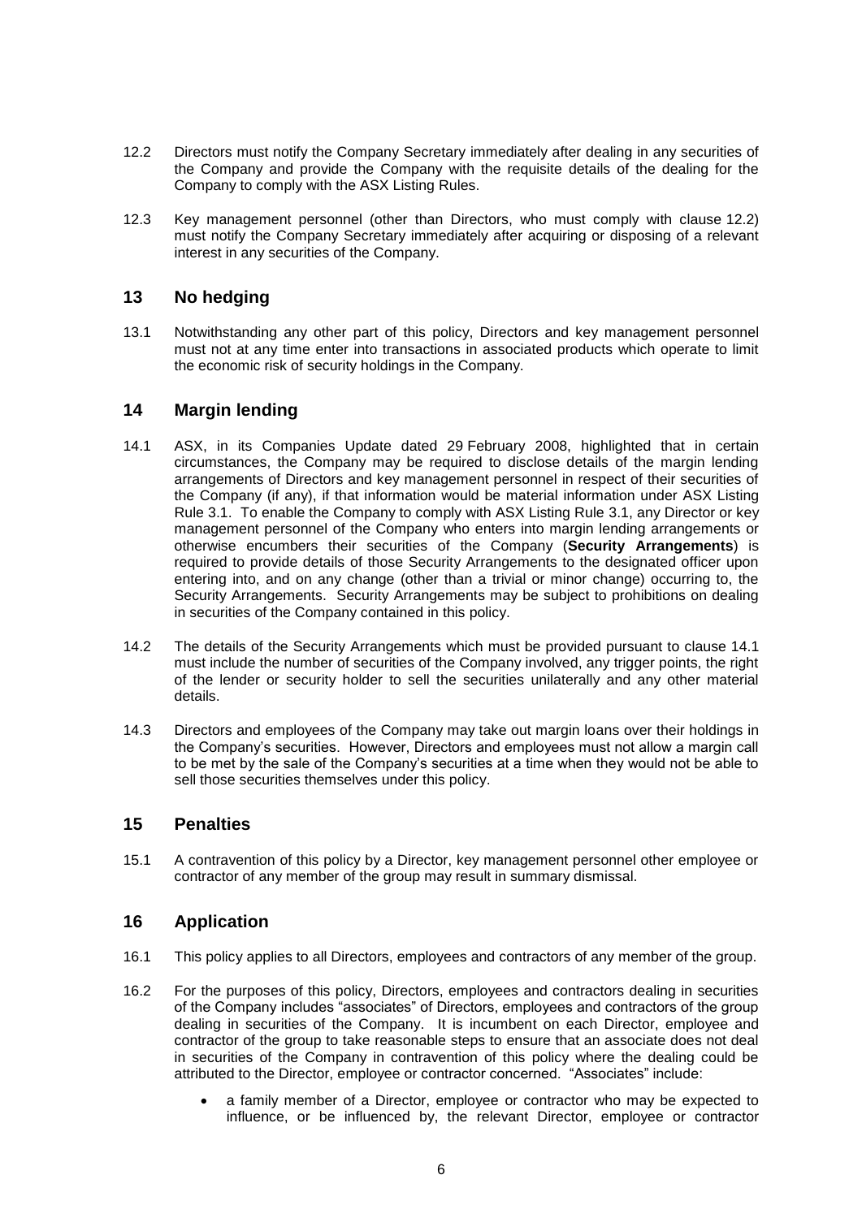12.2 Directors must notify the Company Secretary immediately after dealing in any securities of the Company and provide the Company with the requisite details of the dealing for the Company to comply with the ASX Listing Rules.

12.3 Key management personnel (other than Directors, who must comply with clause 12.2) must notify the Company Secretary immediately after acquiring or disposing of a relevant interest in any securities of the Company.

## 13 No hedging

13.1 Notwithstanding any other part of this policy, Directors and key management personnel must not at any time enter into transactions in associated products which operate to limit the economic risk of security holdings in the Company.

## 14 Margin lending

14.1 ASX, in its Companies Update dated 29 February 2008, highlighted that in certain circumstances, the Company may be required to disclose details of the margin lending arrangements of Directors and key management personnel in respect of their securities of the Company (if any), if that information would be material information under ASX Listing Rule 3.1. To enable the Company to comply with ASX Listing Rule 3.1, any Director or key management personnel of the Company who enters into margin lending arrangements or otherwise encumbers their securities of the Company (**Security Arrangements**) is required to provide details of those Security Arrangements to the designated officer upon entering into, and on any change (other than a trivial or minor change) occurring to, the Security Arrangements. Security Arrangements may be subject to prohibitions on dealing in securities of the Company contained in this policy.

14.2 The details of the Security Arrangements which must be provided pursuant to clause 14.1 must include the number of securities of the Company involved, any trigger points, the right of the lender or security holder to sell the securities unilaterally and any other material details.

14.3 Directors and employees of the Company may take out margin loans over their holdings in the Company's securities. However, Directors and employees must not allow a margin call to be met by the sale of the Company's securities at a time when they would not be able to sell those securities themselves under this policy.

## 15 Penalties

15.1 A contravention of this policy by a Director, key management personnel other employee or contractor of any member of the group may result in summary dismissal.

## 16 Application

16.1 This policy applies to all Directors, employees and contractors of any member of the group.

16.2 For the purposes of this policy, Directors, employees and contractors dealing in securities of the Company includes "associates" of Directors, employees and contractors of the group dealing in securities of the Company. It is incumbent on each Director, employee and contractor of the group to take reasonable steps to ensure that an associate does not deal in securities of the Company in contravention of this policy where the dealing could be attributed to the Director, employee or contractor concerned. "Associates" include:

- a family member of a Director, employee or contractor who may be expected to influence, or be influenced by, the relevant Director, employee or contractor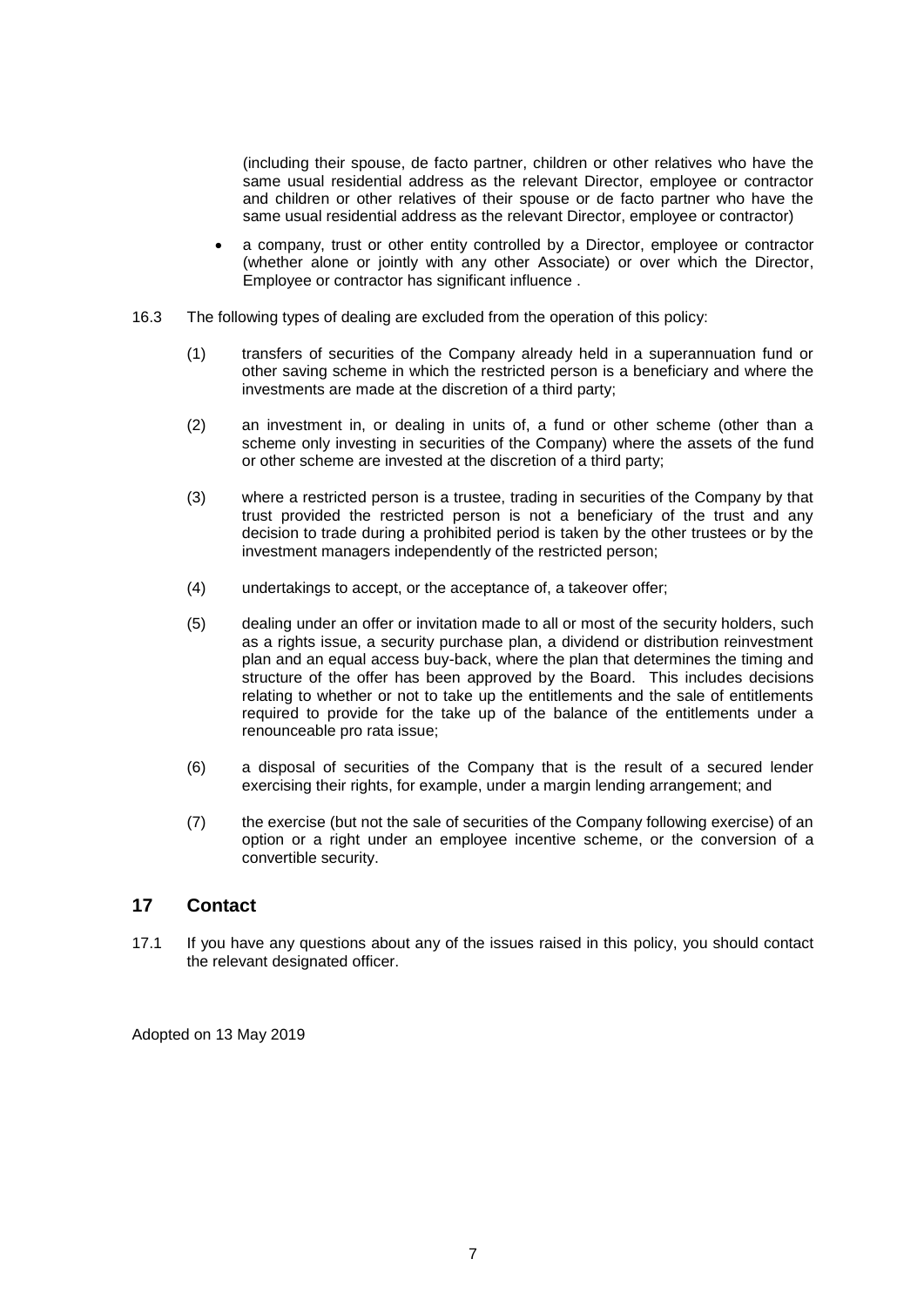(including their spouse, de facto partner, children or other relatives who have the same usual residential address as the relevant Director, employee or contractor and children or other relatives of their spouse or de facto partner who have the same usual residential address as the relevant Director, employee or contractor)

- a company, trust or other entity controlled by a Director, employee or contractor (whether alone or jointly with any other Associate) or over which the Director, Employee or contractor has significant influence .

16.3 The following types of dealing are excluded from the operation of this policy:

(1) transfers of securities of the Company already held in a superannuation fund or other saving scheme in which the restricted person is a beneficiary and where the investments are made at the discretion of a third party;

(2) an investment in, or dealing in units of, a fund or other scheme (other than a scheme only investing in securities of the Company) where the assets of the fund or other scheme are invested at the discretion of a third party;

(3) where a restricted person is a trustee, trading in securities of the Company by that trust provided the restricted person is not a beneficiary of the trust and any decision to trade during a prohibited period is taken by the other trustees or by the investment managers independently of the restricted person;

(4) undertakings to accept, or the acceptance of, a takeover offer;

(5) dealing under an offer or invitation made to all or most of the security holders, such as a rights issue, a security purchase plan, a dividend or distribution reinvestment plan and an equal access buy-back, where the plan that determines the timing and structure of the offer has been approved by the Board. This includes decisions relating to whether or not to take up the entitlements and the sale of entitlements required to provide for the take up of the balance of the entitlements under a renounceable pro rata issue;

(6) a disposal of securities of the Company that is the result of a secured lender exercising their rights, for example, under a margin lending arrangement; and

(7) the exercise (but not the sale of securities of the Company following exercise) of an option or a right under an employee incentive scheme, or the conversion of a convertible security.

## 17 Contact

17.1 If you have any questions about any of the issues raised in this policy, you should contact the relevant designated officer.

Adopted on 13 May 2019